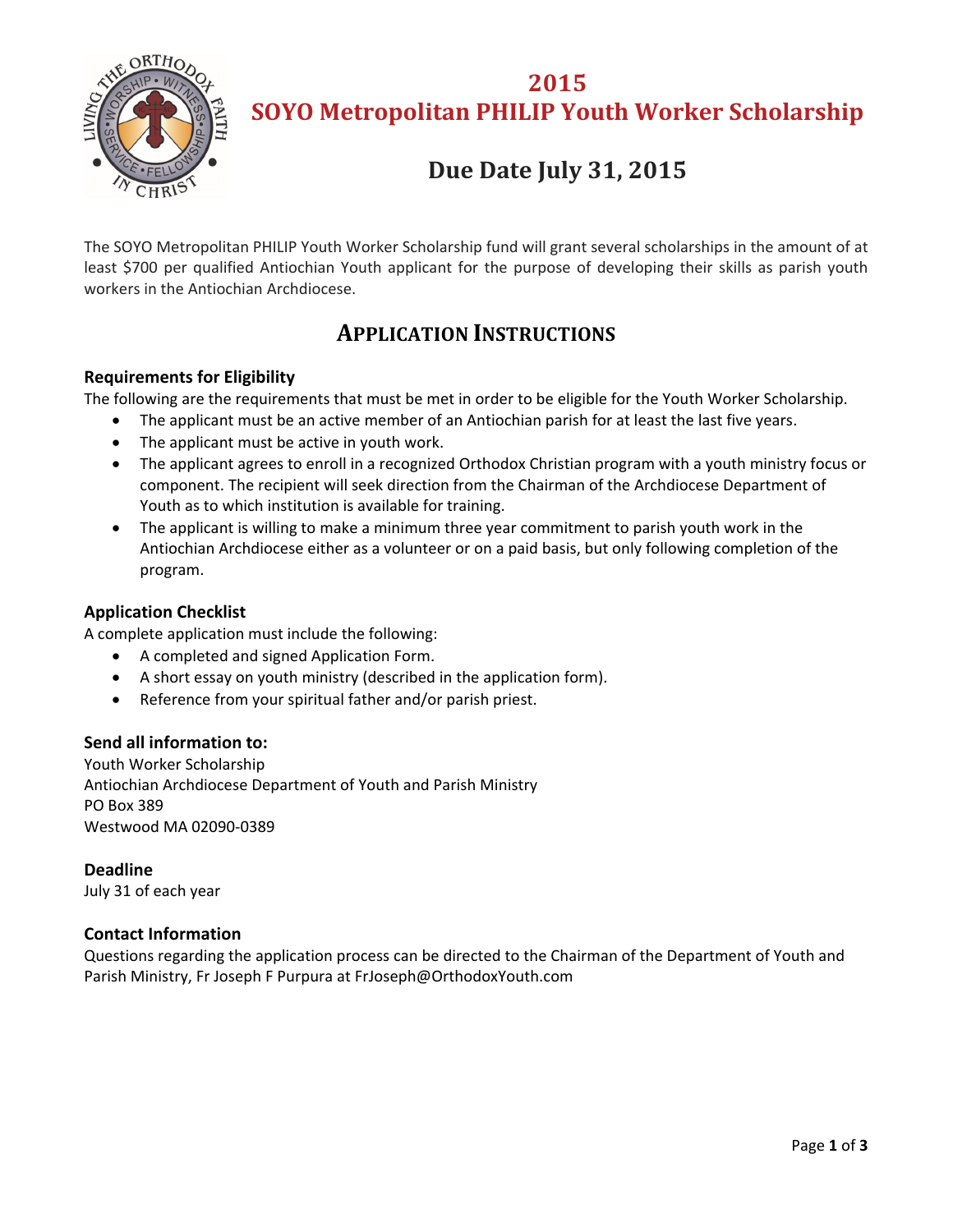# 2015
# SOYO Metropolitan PHILIP Youth Worker Scholarship

## Due Date July 31, 2015

The SOYO Metropolitan PHILIP Youth Worker Scholarship fund will grant several scholarships in the amount of at least $700 per qualified Antiochian Youth applicant for the purpose of developing their skills as parish youth workers in the Antiochian Archdiocese.

## APPLICATION INSTRUCTIONS

### Requirements for Eligibility

The following are the requirements that must be met in order to be eligible for the Youth Worker Scholarship.

- The applicant must be an active member of an Antiochian parish for at least the last five years.
- The applicant must be active in youth work.
- The applicant agrees to enroll in a recognized Orthodox Christian program with a youth ministry focus or component. The recipient will seek direction from the Chairman of the Archdiocese Department of Youth as to which institution is available for training.
- The applicant is willing to make a minimum three year commitment to parish youth work in the Antiochian Archdiocese either as a volunteer or on a paid basis, but only following completion of the program.

### Application Checklist

A complete application must include the following:

- A completed and signed Application Form.
- A short essay on youth ministry (described in the application form).
- Reference from your spiritual father and/or parish priest.

### Send all information to:

Youth Worker Scholarship
Antiochian Archdiocese Department of Youth and Parish Ministry
PO Box 389
Westwood MA 02090-0389

### Deadline

July 31 of each year

### Contact Information

Questions regarding the application process can be directed to the Chairman of the Department of Youth and Parish Ministry, Fr Joseph F Purpura at FrJoseph@OrthodoxYouth.com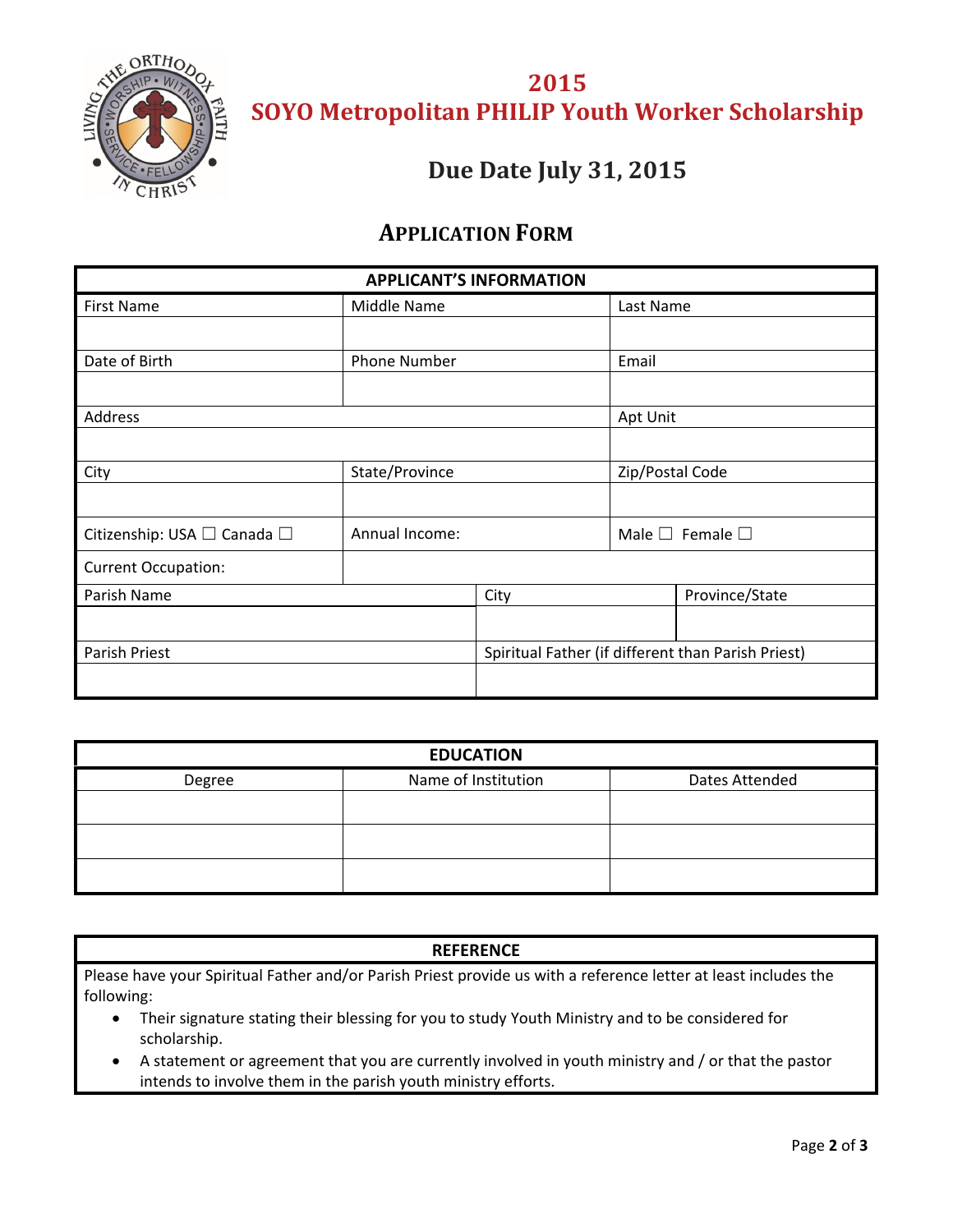# 2015
# SOYO Metropolitan PHILIP Youth Worker Scholarship

## Due Date July 31, 2015

## APPLICATION FORM

| APPLICANT'S INFORMATION | | |
|---|---|---|
| First Name | Middle Name | Last Name |
| | | |
| Date of Birth | Phone Number | Email |
| | | |
| Address | | Apt Unit |
| | | |
| City | State/Province | Zip/Postal Code |
| | | |
| Citizenship: USA ☐ Canada ☐ | Annual Income: | Male ☐ Female ☐ |
| Current Occupation: | | |

| Parish Name | City | Province/State |
|---|---|---|
| | | |
| Parish Priest | Spiritual Father (if different than Parish Priest) | |
| | | |

| EDUCATION | | |
|---|---|---|
| Degree | Name of Institution | Dates Attended |
| | | |
| | | |
| | | |

**REFERENCE**

Please have your Spiritual Father and/or Parish Priest provide us with a reference letter at least includes the following:

- Their signature stating their blessing for you to study Youth Ministry and to be considered for scholarship.
- A statement or agreement that you are currently involved in youth ministry and / or that the pastor intends to involve them in the parish youth ministry efforts.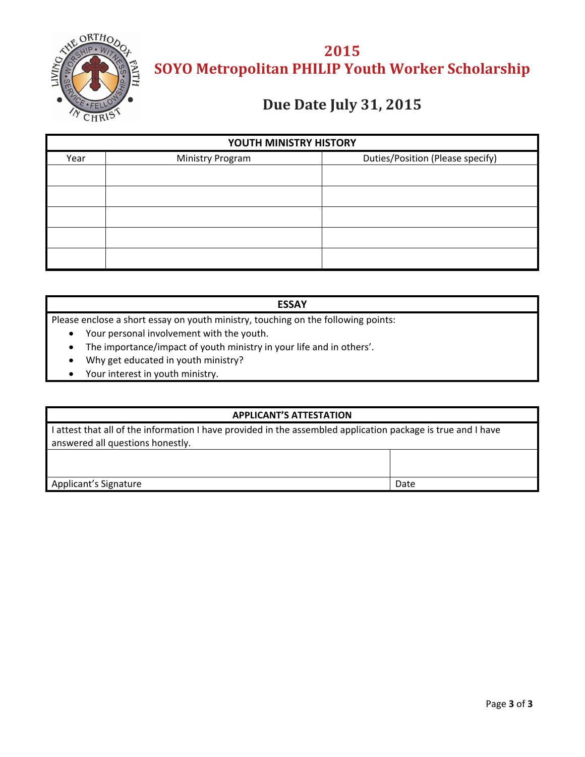# 2015
# SOYO Metropolitan PHILIP Youth Worker Scholarship

## Due Date July 31, 2015

| YOUTH MINISTRY HISTORY | | |
|---|---|---|
| Year | Ministry Program | Duties/Position (Please specify) |
| | | |
| | | |
| | | |
| | | |
| | | |

**ESSAY**

Please enclose a short essay on youth ministry, touching on the following points:

- Your personal involvement with the youth.
- The importance/impact of youth ministry in your life and in others'.
- Why get educated in youth ministry?
- Your interest in youth ministry.

**APPLICANT'S ATTESTATION**

I attest that all of the information I have provided in the assembled application package is true and I have answered all questions honestly.

| | |
|---|---|
| | |
| Applicant's Signature | Date |